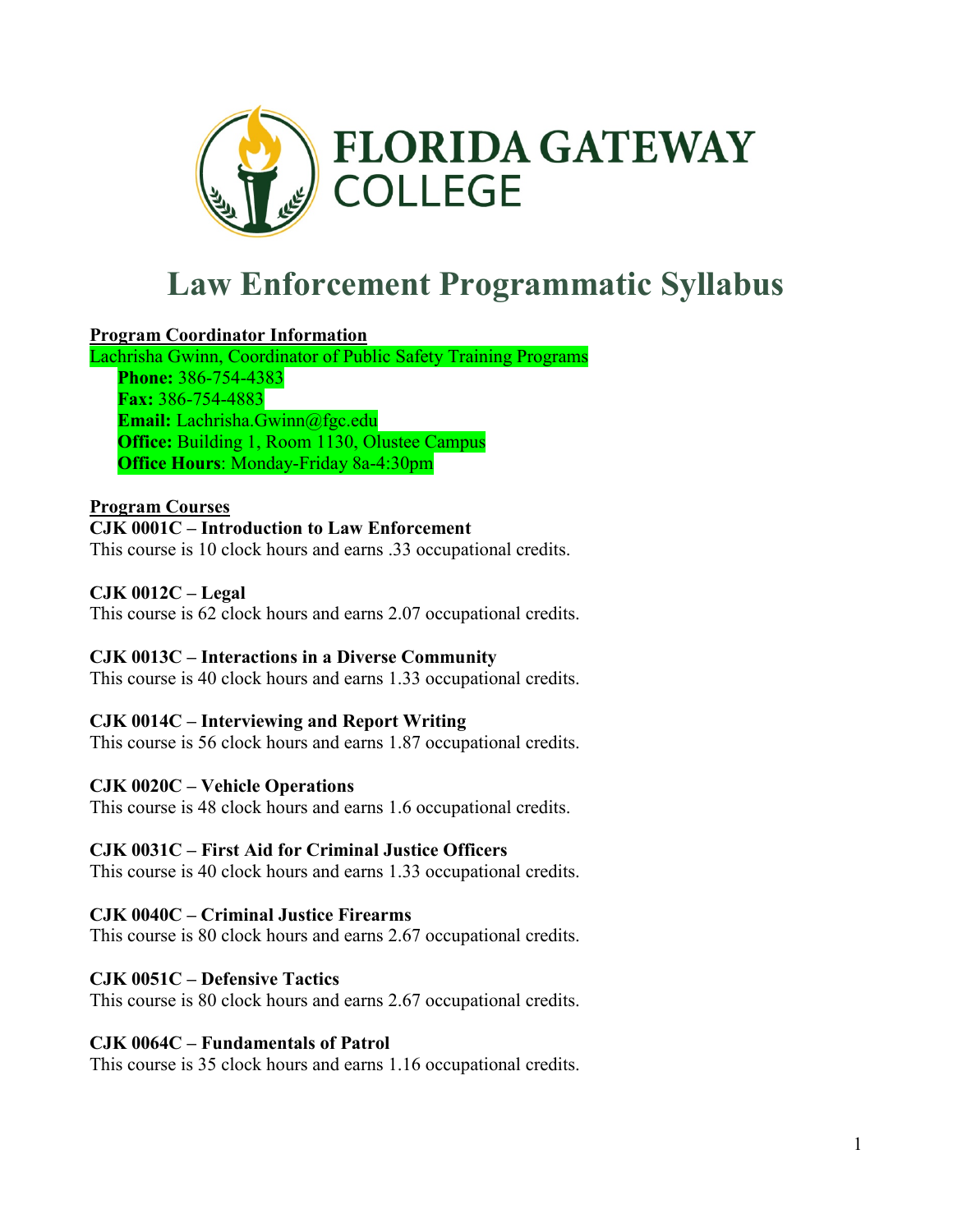# Law Enforcement Programmatic Syllabus

**Program Coordinator Information**

Lachrisha Gwinn, Coordinator of Public Safety Training Programs

- **Phone:** 386-754-4383
- **Fax:** 386-754-4883
- **Email:** Lachrisha.Gwinn@fgc.edu
- **Office:** Building 1, Room 1130, Olustee Campus
- **Office Hours**: Monday-Friday 8a-4:30pm

**Program Courses**

**CJK 0001C – Introduction to Law Enforcement**
This course is 10 clock hours and earns .33 occupational credits.

**CJK 0012C – Legal**
This course is 62 clock hours and earns 2.07 occupational credits.

**CJK 0013C – Interactions in a Diverse Community**
This course is 40 clock hours and earns 1.33 occupational credits.

**CJK 0014C – Interviewing and Report Writing**
This course is 56 clock hours and earns 1.87 occupational credits.

**CJK 0020C – Vehicle Operations**
This course is 48 clock hours and earns 1.6 occupational credits.

**CJK 0031C – First Aid for Criminal Justice Officers**
This course is 40 clock hours and earns 1.33 occupational credits.

**CJK 0040C – Criminal Justice Firearms**
This course is 80 clock hours and earns 2.67 occupational credits.

**CJK 0051C – Defensive Tactics**
This course is 80 clock hours and earns 2.67 occupational credits.

**CJK 0064C – Fundamentals of Patrol**
This course is 35 clock hours and earns 1.16 occupational credits.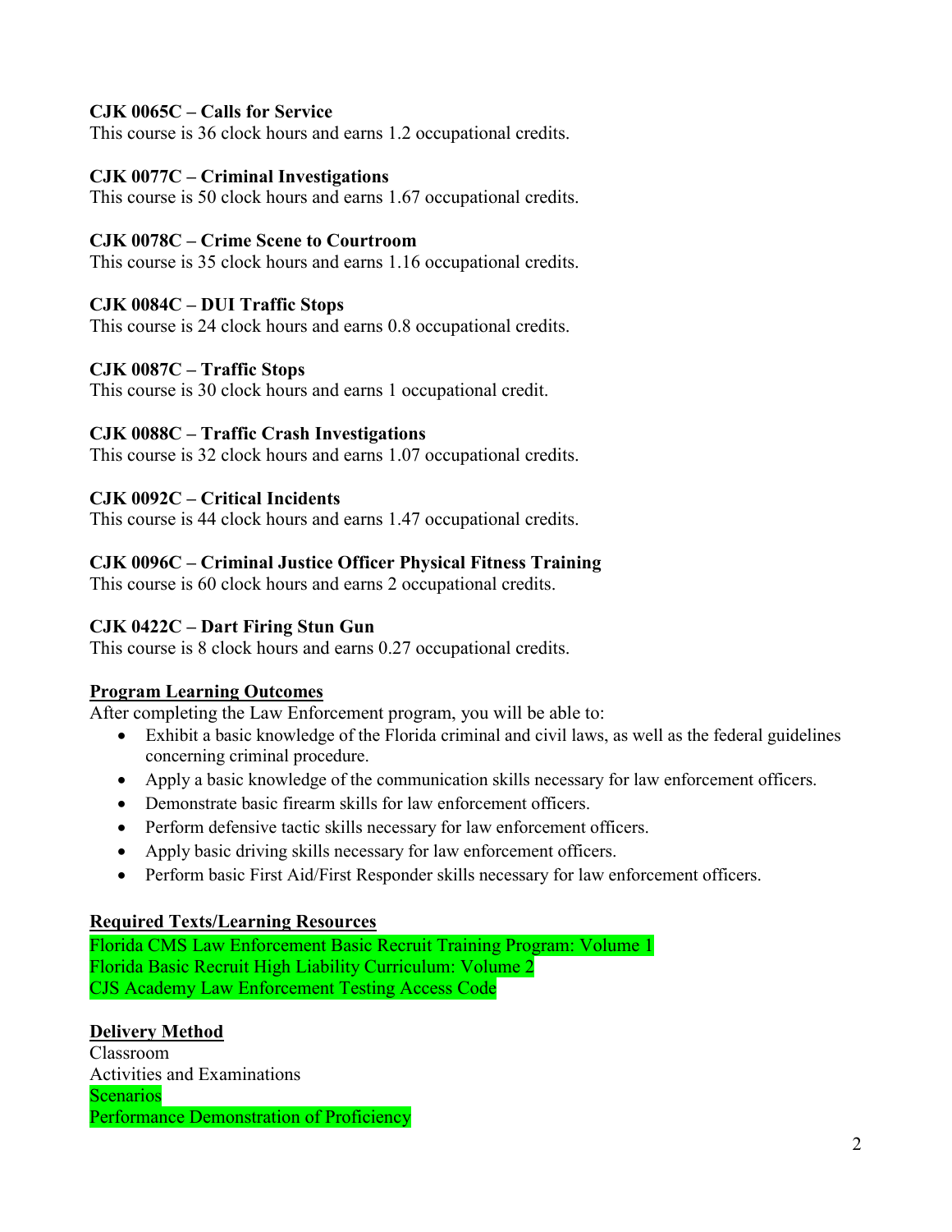**CJK 0065C – Calls for Service**
This course is 36 clock hours and earns 1.2 occupational credits.

**CJK 0077C – Criminal Investigations**
This course is 50 clock hours and earns 1.67 occupational credits.

**CJK 0078C – Crime Scene to Courtroom**
This course is 35 clock hours and earns 1.16 occupational credits.

**CJK 0084C – DUI Traffic Stops**
This course is 24 clock hours and earns 0.8 occupational credits.

**CJK 0087C – Traffic Stops**
This course is 30 clock hours and earns 1 occupational credit.

**CJK 0088C – Traffic Crash Investigations**
This course is 32 clock hours and earns 1.07 occupational credits.

**CJK 0092C – Critical Incidents**
This course is 44 clock hours and earns 1.47 occupational credits.

**CJK 0096C – Criminal Justice Officer Physical Fitness Training**
This course is 60 clock hours and earns 2 occupational credits.

**CJK 0422C – Dart Firing Stun Gun**
This course is 8 clock hours and earns 0.27 occupational credits.

## Program Learning Outcomes

After completing the Law Enforcement program, you will be able to:

- Exhibit a basic knowledge of the Florida criminal and civil laws, as well as the federal guidelines concerning criminal procedure.
- Apply a basic knowledge of the communication skills necessary for law enforcement officers.
- Demonstrate basic firearm skills for law enforcement officers.
- Perform defensive tactic skills necessary for law enforcement officers.
- Apply basic driving skills necessary for law enforcement officers.
- Perform basic First Aid/First Responder skills necessary for law enforcement officers.

## Required Texts/Learning Resources

Florida CMS Law Enforcement Basic Recruit Training Program: Volume 1
Florida Basic Recruit High Liability Curriculum: Volume 2
CJS Academy Law Enforcement Testing Access Code

## Delivery Method

Classroom
Activities and Examinations
Scenarios
Performance Demonstration of Proficiency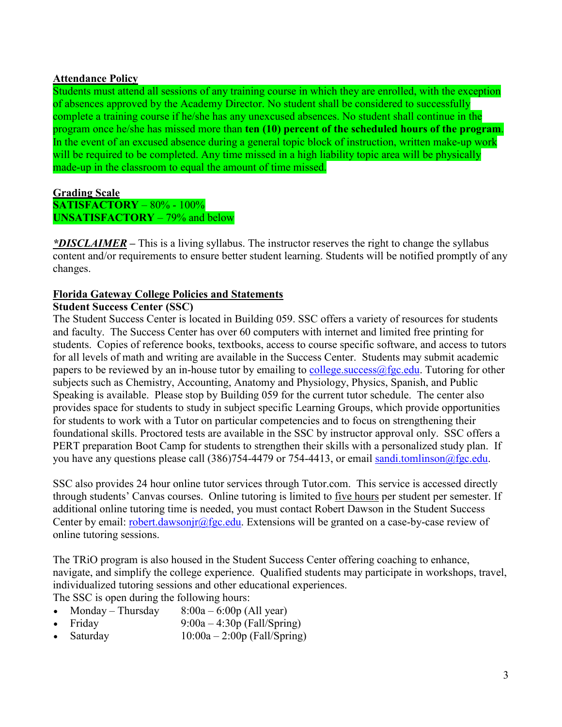**Attendance Policy**

Students must attend all sessions of any training course in which they are enrolled, with the exception of absences approved by the Academy Director. No student shall be considered to successfully complete a training course if he/she has any unexcused absences. No student shall continue in the program once he/she has missed more than **ten (10) percent of the scheduled hours of the program**. In the event of an excused absence during a general topic block of instruction, written make-up work will be required to be completed. Any time missed in a high liability topic area will be physically made-up in the classroom to equal the amount of time missed.

**Grading Scale**

**SATISFACTORY** – 80% - 100%
**UNSATISFACTORY** – 79% and below

***DISCLAIMER*** **–** This is a living syllabus. The instructor reserves the right to change the syllabus content and/or requirements to ensure better student learning. Students will be notified promptly of any changes.

**Florida Gateway College Policies and Statements**

**Student Success Center (SSC)**

The Student Success Center is located in Building 059. SSC offers a variety of resources for students and faculty. The Success Center has over 60 computers with internet and limited free printing for students. Copies of reference books, textbooks, access to course specific software, and access to tutors for all levels of math and writing are available in the Success Center. Students may submit academic papers to be reviewed by an in-house tutor by emailing to college.success@fgc.edu. Tutoring for other subjects such as Chemistry, Accounting, Anatomy and Physiology, Physics, Spanish, and Public Speaking is available. Please stop by Building 059 for the current tutor schedule. The center also provides space for students to study in subject specific Learning Groups, which provide opportunities for students to work with a Tutor on particular competencies and to focus on strengthening their foundational skills. Proctored tests are available in the SSC by instructor approval only. SSC offers a PERT preparation Boot Camp for students to strengthen their skills with a personalized study plan. If you have any questions please call (386)754-4479 or 754-4413, or email sandi.tomlinson@fgc.edu.

SSC also provides 24 hour online tutor services through Tutor.com. This service is accessed directly through students' Canvas courses. Online tutoring is limited to five hours per student per semester. If additional online tutoring time is needed, you must contact Robert Dawson in the Student Success Center by email: robert.dawsonjr@fgc.edu. Extensions will be granted on a case-by-case review of online tutoring sessions.

The TRiO program is also housed in the Student Success Center offering coaching to enhance, navigate, and simplify the college experience. Qualified students may participate in workshops, travel, individualized tutoring sessions and other educational experiences.

The SSC is open during the following hours:

- Monday – Thursday 8:00a – 6:00p (All year)
- Friday 9:00a – 4:30p (Fall/Spring)
- Saturday 10:00a – 2:00p (Fall/Spring)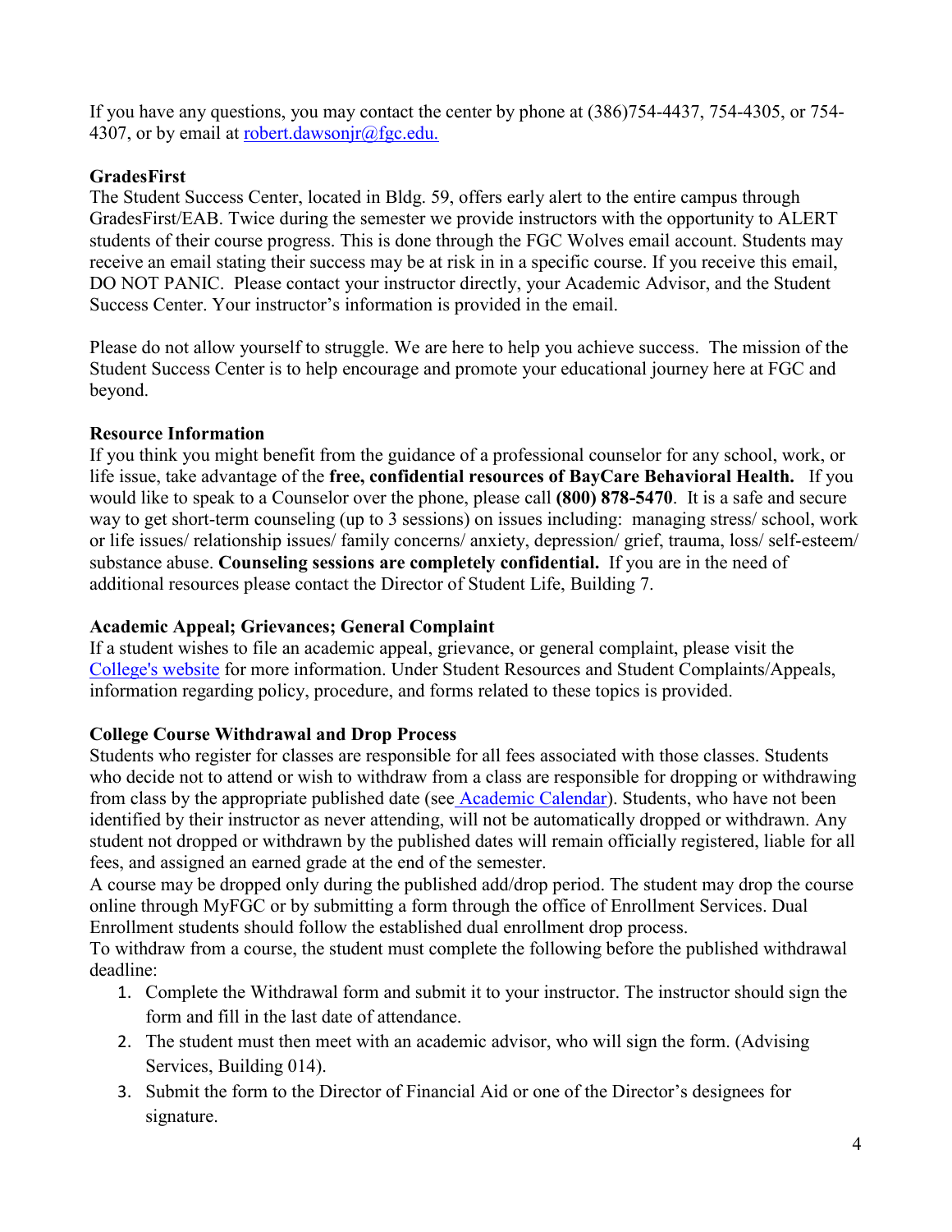If you have any questions, you may contact the center by phone at (386)754-4437, 754-4305, or 754-4307, or by email at robert.dawsonjr@fgc.edu.

**GradesFirst**

The Student Success Center, located in Bldg. 59, offers early alert to the entire campus through GradesFirst/EAB. Twice during the semester we provide instructors with the opportunity to ALERT students of their course progress. This is done through the FGC Wolves email account. Students may receive an email stating their success may be at risk in in a specific course. If you receive this email, DO NOT PANIC. Please contact your instructor directly, your Academic Advisor, and the Student Success Center. Your instructor's information is provided in the email.

Please do not allow yourself to struggle. We are here to help you achieve success. The mission of the Student Success Center is to help encourage and promote your educational journey here at FGC and beyond.

**Resource Information**

If you think you might benefit from the guidance of a professional counselor for any school, work, or life issue, take advantage of the **free, confidential resources of BayCare Behavioral Health.** If you would like to speak to a Counselor over the phone, please call **(800) 878-5470**. It is a safe and secure way to get short-term counseling (up to 3 sessions) on issues including: managing stress/ school, work or life issues/ relationship issues/ family concerns/ anxiety, depression/ grief, trauma, loss/ self-esteem/ substance abuse. **Counseling sessions are completely confidential.** If you are in the need of additional resources please contact the Director of Student Life, Building 7.

**Academic Appeal; Grievances; General Complaint**

If a student wishes to file an academic appeal, grievance, or general complaint, please visit the College's website for more information. Under Student Resources and Student Complaints/Appeals, information regarding policy, procedure, and forms related to these topics is provided.

**College Course Withdrawal and Drop Process**

Students who register for classes are responsible for all fees associated with those classes. Students who decide not to attend or wish to withdraw from a class are responsible for dropping or withdrawing from class by the appropriate published date (see Academic Calendar). Students, who have not been identified by their instructor as never attending, will not be automatically dropped or withdrawn. Any student not dropped or withdrawn by the published dates will remain officially registered, liable for all fees, and assigned an earned grade at the end of the semester.

A course may be dropped only during the published add/drop period. The student may drop the course online through MyFGC or by submitting a form through the office of Enrollment Services. Dual Enrollment students should follow the established dual enrollment drop process.

To withdraw from a course, the student must complete the following before the published withdrawal deadline:

1. Complete the Withdrawal form and submit it to your instructor. The instructor should sign the form and fill in the last date of attendance.
2. The student must then meet with an academic advisor, who will sign the form. (Advising Services, Building 014).
3. Submit the form to the Director of Financial Aid or one of the Director's designees for signature.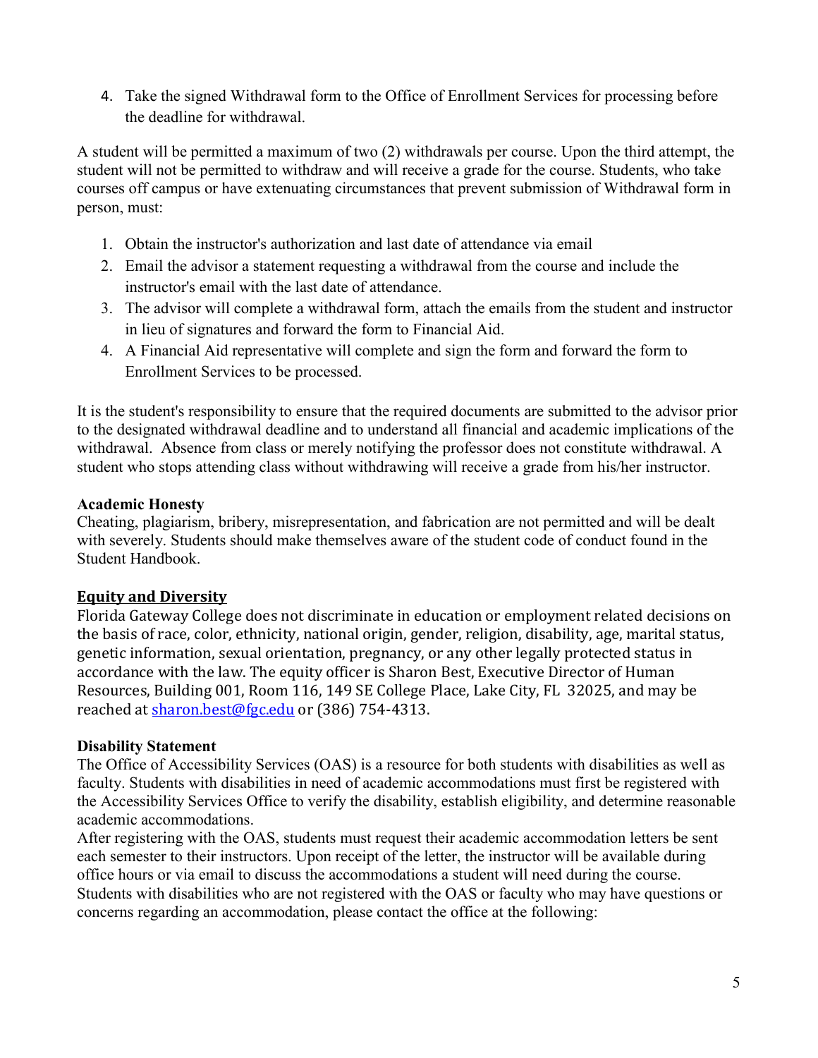4. Take the signed Withdrawal form to the Office of Enrollment Services for processing before the deadline for withdrawal.

A student will be permitted a maximum of two (2) withdrawals per course. Upon the third attempt, the student will not be permitted to withdraw and will receive a grade for the course. Students, who take courses off campus or have extenuating circumstances that prevent submission of Withdrawal form in person, must:

1. Obtain the instructor's authorization and last date of attendance via email
2. Email the advisor a statement requesting a withdrawal from the course and include the instructor's email with the last date of attendance.
3. The advisor will complete a withdrawal form, attach the emails from the student and instructor in lieu of signatures and forward the form to Financial Aid.
4. A Financial Aid representative will complete and sign the form and forward the form to Enrollment Services to be processed.

It is the student's responsibility to ensure that the required documents are submitted to the advisor prior to the designated withdrawal deadline and to understand all financial and academic implications of the withdrawal. Absence from class or merely notifying the professor does not constitute withdrawal. A student who stops attending class without withdrawing will receive a grade from his/her instructor.

**Academic Honesty**

Cheating, plagiarism, bribery, misrepresentation, and fabrication are not permitted and will be dealt with severely. Students should make themselves aware of the student code of conduct found in the Student Handbook.

**Equity and Diversity**

Florida Gateway College does not discriminate in education or employment related decisions on the basis of race, color, ethnicity, national origin, gender, religion, disability, age, marital status, genetic information, sexual orientation, pregnancy, or any other legally protected status in accordance with the law. The equity officer is Sharon Best, Executive Director of Human Resources, Building 001, Room 116, 149 SE College Place, Lake City, FL 32025, and may be reached at sharon.best@fgc.edu or (386) 754-4313.

**Disability Statement**

The Office of Accessibility Services (OAS) is a resource for both students with disabilities as well as faculty. Students with disabilities in need of academic accommodations must first be registered with the Accessibility Services Office to verify the disability, establish eligibility, and determine reasonable academic accommodations.

After registering with the OAS, students must request their academic accommodation letters be sent each semester to their instructors. Upon receipt of the letter, the instructor will be available during office hours or via email to discuss the accommodations a student will need during the course. Students with disabilities who are not registered with the OAS or faculty who may have questions or concerns regarding an accommodation, please contact the office at the following: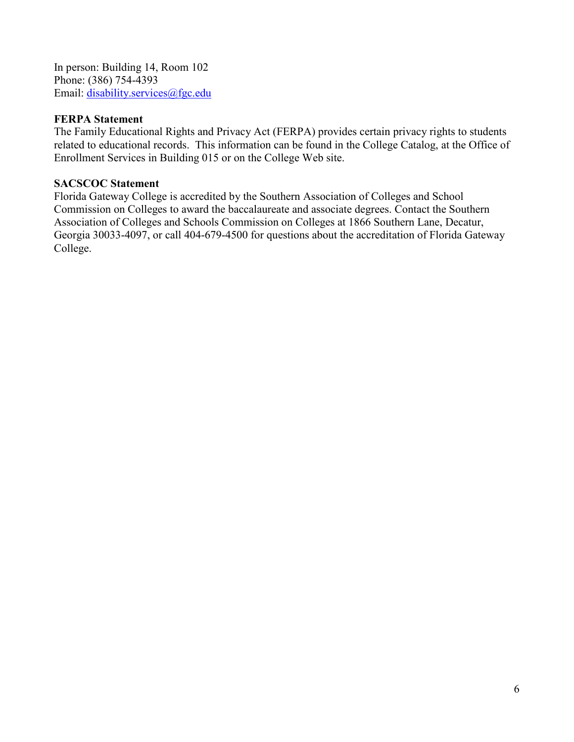In person: Building 14, Room 102
Phone: (386) 754-4393
Email: [disability.services@fgc.edu](mailto:disability.services@fgc.edu)

**FERPA Statement**

The Family Educational Rights and Privacy Act (FERPA) provides certain privacy rights to students related to educational records. This information can be found in the College Catalog, at the Office of Enrollment Services in Building 015 or on the College Web site.

**SACSCOC Statement**

Florida Gateway College is accredited by the Southern Association of Colleges and School Commission on Colleges to award the baccalaureate and associate degrees. Contact the Southern Association of Colleges and Schools Commission on Colleges at 1866 Southern Lane, Decatur, Georgia 30033-4097, or call 404-679-4500 for questions about the accreditation of Florida Gateway College.